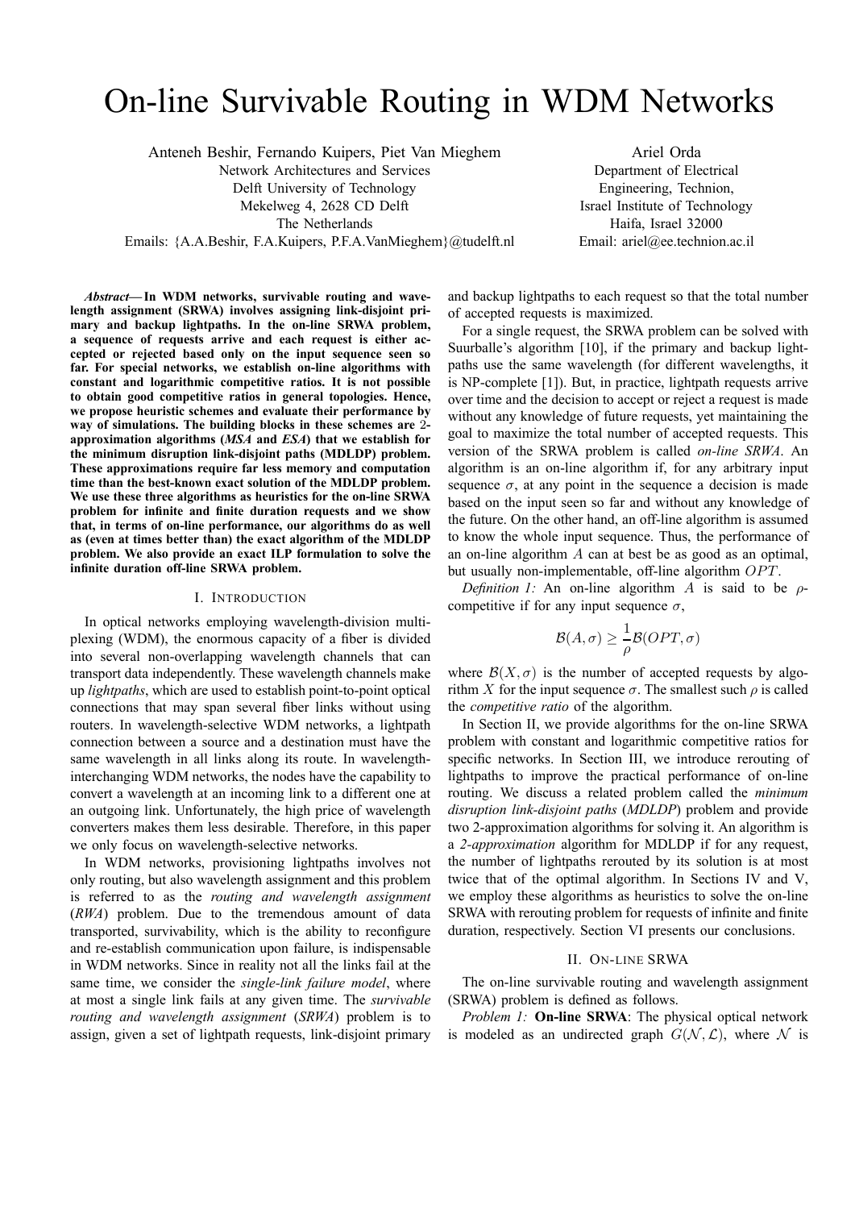# On-line Survivable Routing in WDM Networks

Anteneh Beshir, Fernando Kuipers, Piet Van Mieghem
Network Architectures and Services
Delft University of Technology
Mekelweg 4, 2628 CD Delft
The Netherlands
Emails: {A.A.Beshir, F.A.Kuipers, P.F.A.VanMieghem}@tudelft.nl

Ariel Orda
Department of Electrical Engineering, Technion,
Israel Institute of Technology
Haifa, Israel 32000
Email: ariel@ee.technion.ac.il

***Abstract*— In WDM networks, survivable routing and wavelength assignment (SRWA) involves assigning link-disjoint primary and backup lightpaths. In the on-line SRWA problem, a sequence of requests arrive and each request is either accepted or rejected based only on the input sequence seen so far. For special networks, we establish on-line algorithms with constant and logarithmic competitive ratios. It is not possible to obtain good competitive ratios in general topologies. Hence, we propose heuristic schemes and evaluate their performance by way of simulations. The building blocks in these schemes are 2-approximation algorithms (*MSA* and *ESA*) that we establish for the minimum disruption link-disjoint paths (MDLDP) problem. These approximations require far less memory and computation time than the best-known exact solution of the MDLDP problem. We use these three algorithms as heuristics for the on-line SRWA problem for infinite and finite duration requests and we show that, in terms of on-line performance, our algorithms do as well as (even at times better than) the exact algorithm of the MDLDP problem. We also provide an exact ILP formulation to solve the infinite duration off-line SRWA problem.**

## I. Introduction

In optical networks employing wavelength-division multiplexing (WDM), the enormous capacity of a fiber is divided into several non-overlapping wavelength channels that can transport data independently. These wavelength channels make up *lightpaths*, which are used to establish point-to-point optical connections that may span several fiber links without using routers. In wavelength-selective WDM networks, a lightpath connection between a source and a destination must have the same wavelength in all links along its route. In wavelength-interchanging WDM networks, the nodes have the capability to convert a wavelength at an incoming link to a different one at an outgoing link. Unfortunately, the high price of wavelength converters makes them less desirable. Therefore, in this paper we only focus on wavelength-selective networks.

In WDM networks, provisioning lightpaths involves not only routing, but also wavelength assignment and this problem is referred to as the *routing and wavelength assignment* (*RWA*) problem. Due to the tremendous amount of data transported, survivability, which is the ability to reconfigure and re-establish communication upon failure, is indispensable in WDM networks. Since in reality not all the links fail at the same time, we consider the *single-link failure model*, where at most a single link fails at any given time. The *survivable routing and wavelength assignment* (*SRWA*) problem is to assign, given a set of lightpath requests, link-disjoint primary and backup lightpaths to each request so that the total number of accepted requests is maximized.

For a single request, the SRWA problem can be solved with Suurballe's algorithm [10], if the primary and backup lightpaths use the same wavelength (for different wavelengths, it is NP-complete [1]). But, in practice, lightpath requests arrive over time and the decision to accept or reject a request is made without any knowledge of future requests, yet maintaining the goal to maximize the total number of accepted requests. This version of the SRWA problem is called *on-line SRWA*. An algorithm is an on-line algorithm if, for any arbitrary input sequence $\sigma$, at any point in the sequence a decision is made based on the input seen so far and without any knowledge of the future. On the other hand, an off-line algorithm is assumed to know the whole input sequence. Thus, the performance of an on-line algorithm $A$ can at best be as good as an optimal, but usually non-implementable, off-line algorithm $OPT$.

*Definition 1:* An on-line algorithm $A$ is said to be $\rho$-competitive if for any input sequence $\sigma$,

$$\mathcal{B}(A,\sigma) \geq \frac{1}{\rho}\mathcal{B}(OPT,\sigma)$$

where $\mathcal{B}(X,\sigma)$ is the number of accepted requests by algorithm $X$ for the input sequence $\sigma$. The smallest such $\rho$ is called the *competitive ratio* of the algorithm.

In Section II, we provide algorithms for the on-line SRWA problem with constant and logarithmic competitive ratios for specific networks. In Section III, we introduce rerouting of lightpaths to improve the practical performance of on-line routing. We discuss a related problem called the *minimum disruption link-disjoint paths* (*MDLDP*) problem and provide two 2-approximation algorithms for solving it. An algorithm is a *2-approximation* algorithm for MDLDP if for any request, the number of lightpaths rerouted by its solution is at most twice that of the optimal algorithm. In Sections IV and V, we employ these algorithms as heuristics to solve the on-line SRWA with rerouting problem for requests of infinite and finite duration, respectively. Section VI presents our conclusions.

## II. On-line SRWA

The on-line survivable routing and wavelength assignment (SRWA) problem is defined as follows.

*Problem 1:* **On-line SRWA**: The physical optical network is modeled as an undirected graph $G(\mathcal{N},\mathcal{L})$, where $\mathcal{N}$ is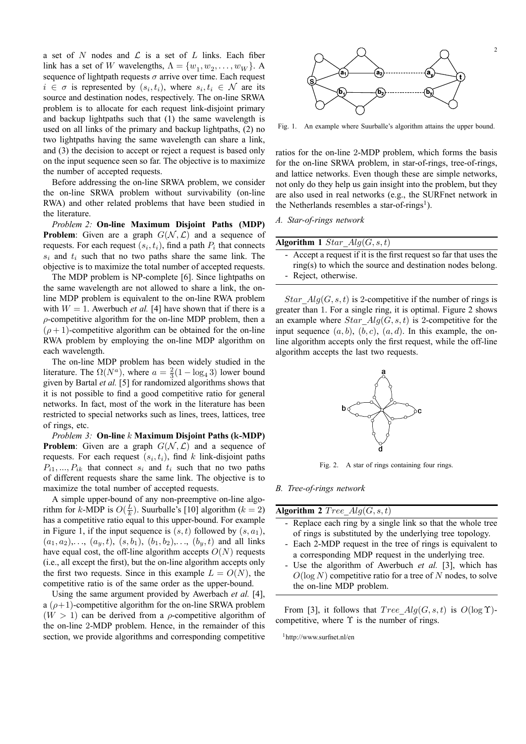a set of $N$ nodes and $\mathcal{L}$ is a set of $L$ links. Each fiber link has a set of $W$ wavelengths, $\Lambda = \{w_1, w_2, \ldots, w_W\}$. A sequence of lightpath requests $\sigma$ arrive over time. Each request $i \in \sigma$ is represented by $(s_i, t_i)$, where $s_i, t_i \in \mathcal{N}$ are its source and destination nodes, respectively. The on-line SRWA problem is to allocate for each request link-disjoint primary and backup lightpaths such that (1) the same wavelength is used on all links of the primary and backup lightpaths, (2) no two lightpaths having the same wavelength can share a link, and (3) the decision to accept or reject a request is based only on the input sequence seen so far. The objective is to maximize the number of accepted requests.

Before addressing the on-line SRWA problem, we consider the on-line SRWA problem without survivability (on-line RWA) and other related problems that have been studied in the literature.

*Problem 2:* **On-line Maximum Disjoint Paths (MDP) Problem**: Given are a graph $G(\mathcal{N}, \mathcal{L})$ and a sequence of requests. For each request $(s_i, t_i)$, find a path $P_i$ that connects $s_i$ and $t_i$ such that no two paths share the same link. The objective is to maximize the total number of accepted requests.

The MDP problem is NP-complete [6]. Since lightpaths on the same wavelength are not allowed to share a link, the on-line MDP problem is equivalent to the on-line RWA problem with $W = 1$. Awerbuch *et al.* [4] have shown that if there is a $\rho$-competitive algorithm for the on-line MDP problem, then a $(\rho+1)$-competitive algorithm can be obtained for the on-line RWA problem by employing the on-line MDP algorithm on each wavelength.

The on-line MDP problem has been widely studied in the literature. The $\Omega(N^a)$, where $a = \frac{2}{3}(1 - \log_4 3)$ lower bound given by Bartal *et al.* [5] for randomized algorithms shows that it is not possible to find a good competitive ratio for general networks. In fact, most of the work in the literature has been restricted to special networks such as lines, trees, lattices, tree of rings, etc.

*Problem 3:* **On-line $k$ Maximum Disjoint Paths (k-MDP) Problem**: Given are a graph $G(\mathcal{N}, \mathcal{L})$ and a sequence of requests. For each request $(s_i, t_i)$, find $k$ link-disjoint paths $P_{i1}, ..., P_{ik}$ that connect $s_i$ and $t_i$ such that no two paths of different requests share the same link. The objective is to maximize the total number of accepted requests.

A simple upper-bound of any non-preemptive on-line algorithm for $k$-MDP is $O(\frac{L}{k})$. Suurballe's [10] algorithm ($k = 2$) has a competitive ratio equal to this upper-bound. For example in Figure 1, if the input sequence is $(s,t)$ followed by $(s, a_1)$, $(a_1, a_2), \ldots, (a_y, t)$, $(s, b_1)$, $(b_1, b_2), \ldots, (b_y, t)$ and all links have equal cost, the off-line algorithm accepts $O(N)$ requests (i.e., all except the first), but the on-line algorithm accepts only the first two requests. Since in this example $L = O(N)$, the competitive ratio is of the same order as the upper-bound.

Using the same argument provided by Awerbach *et al.* [4], a $(\rho+1)$-competitive algorithm for the on-line SRWA problem ($W > 1$) can be derived from a $\rho$-competitive algorithm of the on-line 2-MDP problem. Hence, in the remainder of this section, we provide algorithms and corresponding competitive

Fig. 1. An example where Suurballe's algorithm attains the upper bound.

ratios for the on-line 2-MDP problem, which forms the basis for the on-line SRWA problem, in star-of-rings, tree-of-rings, and lattice networks. Even though these are simple networks, not only do they help us gain insight into the problem, but they are also used in real networks (e.g., the SURFnet network in the Netherlands resembles a star-of-rings[1]).

### A. Star-of-rings network

**Algorithm 1** $Star\_Alg(G, s, t)$

- Accept a request if it is the first request so far that uses the ring(s) to which the source and destination nodes belong.
- Reject, otherwise.

$Star\_Alg(G, s, t)$ is 2-competitive if the number of rings is greater than 1. For a single ring, it is optimal. Figure 2 shows an example where $Star\_Alg(G, s, t)$ is 2-competitive for the input sequence $(a, b)$, $(b, c)$, $(a, d)$. In this example, the on-line algorithm accepts only the first request, while the off-line algorithm accepts the last two requests.

Fig. 2. A star of rings containing four rings.

### B. Tree-of-rings network

**Algorithm 2** $Tree\_Alg(G, s, t)$

- Replace each ring by a single link so that the whole tree of rings is substituted by the underlying tree topology.
- Each 2-MDP request in the tree of rings is equivalent to a corresponding MDP request in the underlying tree.
- Use the algorithm of Awerbuch *et al.* [3], which has $O(\log N)$ competitive ratio for a tree of $N$ nodes, to solve the on-line MDP problem.

From [3], it follows that $Tree\_Alg(G, s, t)$ is $O(\log \Upsilon)$-competitive, where $\Upsilon$ is the number of rings.

[1] http://www.surfnet.nl/en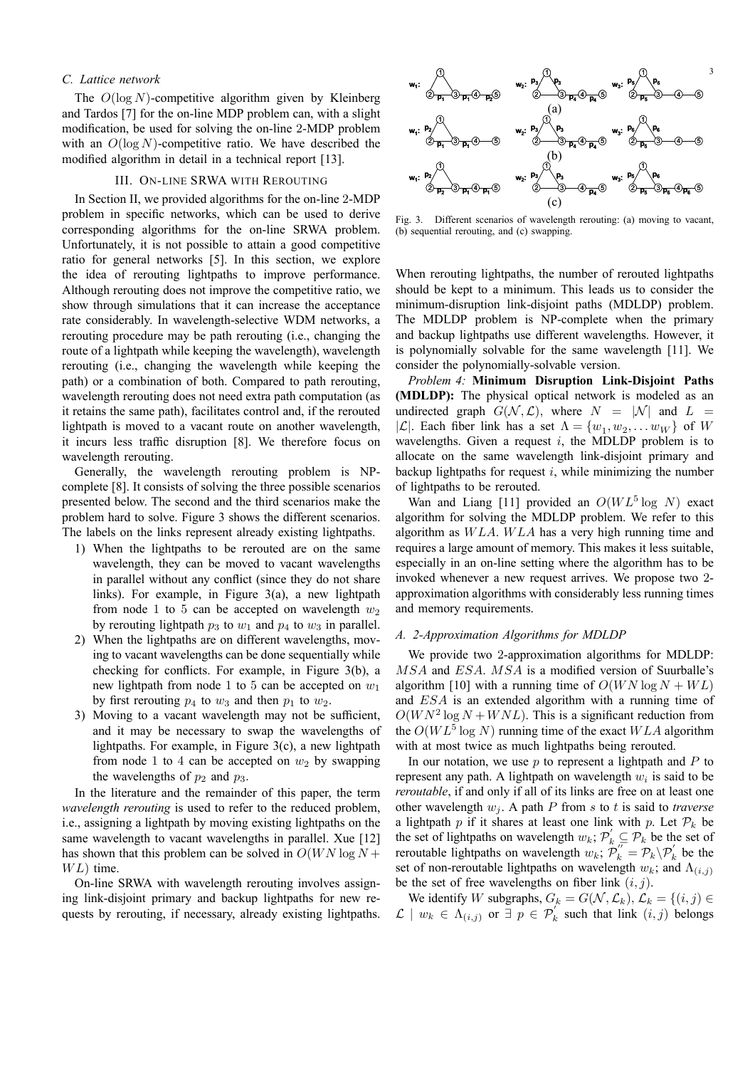### C. Lattice network

The $O(\log N)$-competitive algorithm given by Kleinberg and Tardos [7] for the on-line MDP problem can, with a slight modification, be used for solving the on-line 2-MDP problem with an $O(\log N)$-competitive ratio. We have described the modified algorithm in detail in a technical report [13].

## III. On-line SRWA with Rerouting

In Section II, we provided algorithms for the on-line 2-MDP problem in specific networks, which can be used to derive corresponding algorithms for the on-line SRWA problem. Unfortunately, it is not possible to attain a good competitive ratio for general networks [5]. In this section, we explore the idea of rerouting lightpaths to improve performance. Although rerouting does not improve the competitive ratio, we show through simulations that it can increase the acceptance rate considerably. In wavelength-selective WDM networks, a rerouting procedure may be path rerouting (i.e., changing the route of a lightpath while keeping the wavelength), wavelength rerouting (i.e., changing the wavelength while keeping the path) or a combination of both. Compared to path rerouting, wavelength rerouting does not need extra path computation (as it retains the same path), facilitates control and, if the rerouted lightpath is moved to a vacant route on another wavelength, it incurs less traffic disruption [8]. We therefore focus on wavelength rerouting.

Generally, the wavelength rerouting problem is NP-complete [8]. It consists of solving the three possible scenarios presented below. The second and the third scenarios make the problem hard to solve. Figure 3 shows the different scenarios. The labels on the links represent already existing lightpaths.

1) When the lightpaths to be rerouted are on the same wavelength, they can be moved to vacant wavelengths in parallel without any conflict (since they do not share links). For example, in Figure 3(a), a new lightpath from node 1 to 5 can be accepted on wavelength $w_2$ by rerouting lightpath $p_3$ to $w_1$ and $p_4$ to $w_3$ in parallel.
2) When the lightpaths are on different wavelengths, moving to vacant wavelengths can be done sequentially while checking for conflicts. For example, in Figure 3(b), a new lightpath from node 1 to 5 can be accepted on $w_1$ by first rerouting $p_4$ to $w_3$ and then $p_1$ to $w_2$.
3) Moving to a vacant wavelength may not be sufficient, and it may be necessary to swap the wavelengths of lightpaths. For example, in Figure 3(c), a new lightpath from node 1 to 4 can be accepted on $w_2$ by swapping the wavelengths of $p_2$ and $p_3$.

In the literature and the remainder of this paper, the term *wavelength rerouting* is used to refer to the reduced problem, i.e., assigning a lightpath by moving existing lightpaths on the same wavelength to vacant wavelengths in parallel. Xue [12] has shown that this problem can be solved in $O(WN \log N + WL)$ time.

On-line SRWA with wavelength rerouting involves assigning link-disjoint primary and backup lightpaths for new requests by rerouting, if necessary, already existing lightpaths.

Fig. 3. Different scenarios of wavelength rerouting: (a) moving to vacant, (b) sequential rerouting, and (c) swapping.

When rerouting lightpaths, the number of rerouted lightpaths should be kept to a minimum. This leads us to consider the minimum-disruption link-disjoint paths (MDLDP) problem. The MDLDP problem is NP-complete when the primary and backup lightpaths use different wavelengths. However, it is polynomially solvable for the same wavelength [11]. We consider the polynomially-solvable version.

*Problem 4:* **Minimum Disruption Link-Disjoint Paths (MDLDP):** The physical optical network is modeled as an undirected graph $G(\mathcal{N}, \mathcal{L})$, where $N = |\mathcal{N}|$ and $L = |\mathcal{L}|$. Each fiber link has a set $\Lambda = \{w_1, w_2, \ldots w_W\}$ of $W$ wavelengths. Given a request $i$, the MDLDP problem is to allocate on the same wavelength link-disjoint primary and backup lightpaths for request $i$, while minimizing the number of lightpaths to be rerouted.

Wan and Liang [11] provided an $O(WL^5 \log N)$ exact algorithm for solving the MDLDP problem. We refer to this algorithm as $WLA$. $WLA$ has a very high running time and requires a large amount of memory. This makes it less suitable, especially in an on-line setting where the algorithm has to be invoked whenever a new request arrives. We propose two 2-approximation algorithms with considerably less running times and memory requirements.

### A. 2-Approximation Algorithms for MDLDP

We provide two 2-approximation algorithms for MDLDP: $MSA$ and $ESA$. $MSA$ is a modified version of Suurballe's algorithm [10] with a running time of $O(WN \log N + WL)$ and $ESA$ is an extended algorithm with a running time of $O(WN^2 \log N + WNL)$. This is a significant reduction from the $O(WL^5 \log N)$ running time of the exact $WLA$ algorithm with at most twice as much lightpaths being rerouted.

In our notation, we use $p$ to represent a lightpath and $P$ to represent any path. A lightpath on wavelength $w_i$ is said to be *reroutable*, if and only if all of its links are free on at least one other wavelength $w_j$. A path $P$ from $s$ to $t$ is said to *traverse* a lightpath $p$ if it shares at least one link with $p$. Let $\mathcal{P}_k$ be the set of lightpaths on wavelength $w_k$; $\mathcal{P}_k^{'} \subseteq \mathcal{P}_k$ be the set of reroutable lightpaths on wavelength $w_k$; $\mathcal{P}_k^{''} = \mathcal{P}_k \backslash \mathcal{P}_k^{'}$ be the set of non-reroutable lightpaths on wavelength $w_k$; and $\Lambda_{(i,j)}$ be the set of free wavelengths on fiber link $(i, j)$.

We identify $W$ subgraphs, $G_k = G(\mathcal{N}, \mathcal{L}_k)$, $\mathcal{L}_k = \{(i, j) \in \mathcal{L} \mid w_k \in \Lambda_{(i,j)}$ or $\exists\ p \in \mathcal{P}_k^{'}$ such that link $(i, j)$ belongs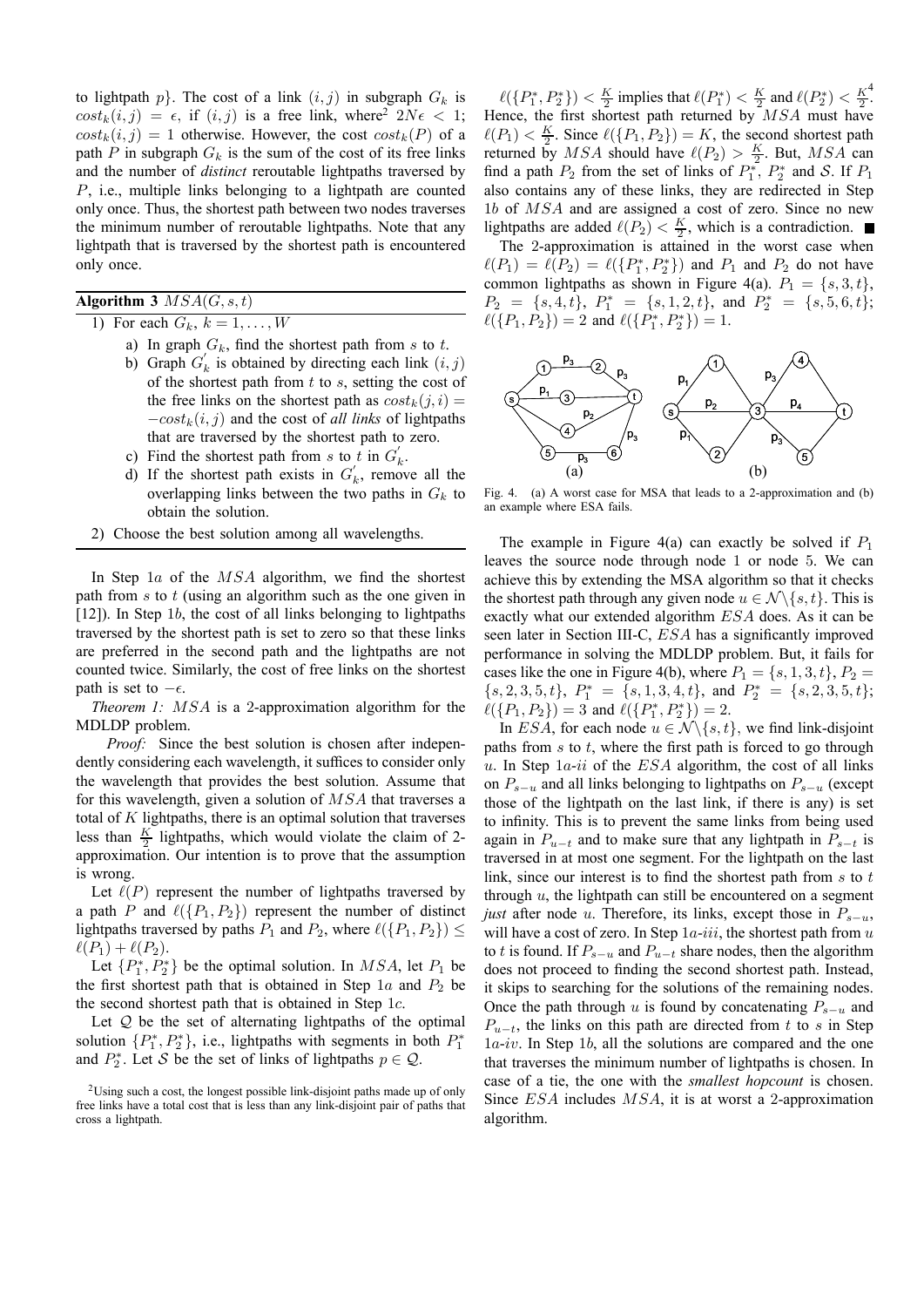to lightpath $p$}. The cost of a link $(i, j)$ in subgraph $G_k$ is $cost_k(i, j) = \epsilon$, if $(i, j)$ is a free link, where[2] $2N\epsilon < 1$; $cost_k(i, j) = 1$ otherwise. However, the cost $cost_k(P)$ of a path $P$ in subgraph $G_k$ is the sum of the cost of its free links and the number of *distinct* reroutable lightpaths traversed by $P$, i.e., multiple links belonging to a lightpath are counted only once. Thus, the shortest path between two nodes traverses the minimum number of reroutable lightpaths. Note that any lightpath that is traversed by the shortest path is encountered only once.

**Algorithm 3** $MSA(G, s, t)$

1) For each $G_k$, $k = 1, \ldots, W$
   a) In graph $G_k$, find the shortest path from $s$ to $t$.
   b) Graph $G_k'$ is obtained by directing each link $(i, j)$ of the shortest path from $t$ to $s$, setting the cost of the free links on the shortest path as $cost_k(j, i) = -cost_k(i, j)$ and the cost of *all links* of lightpaths that are traversed by the shortest path to zero.
   c) Find the shortest path from $s$ to $t$ in $G_k'$.
   d) If the shortest path exists in $G_k'$, remove all the overlapping links between the two paths in $G_k$ to obtain the solution.
2) Choose the best solution among all wavelengths.

In Step $1a$ of the $MSA$ algorithm, we find the shortest path from $s$ to $t$ (using an algorithm such as the one given in [12]). In Step $1b$, the cost of all links belonging to lightpaths traversed by the shortest path is set to zero so that these links are preferred in the second path and the lightpaths are not counted twice. Similarly, the cost of free links on the shortest path is set to $-\epsilon$.

*Theorem 1:* $MSA$ is a 2-approximation algorithm for the MDLDP problem.

*Proof:* Since the best solution is chosen after independently considering each wavelength, it suffices to consider only the wavelength that provides the best solution. Assume that for this wavelength, given a solution of $MSA$ that traverses a total of $K$ lightpaths, there is an optimal solution that traverses less than $\frac{K}{2}$ lightpaths, which would violate the claim of 2-approximation. Our intention is to prove that the assumption is wrong.

Let $\ell(P)$ represent the number of lightpaths traversed by a path $P$ and $\ell(\{P_1, P_2\})$ represent the number of distinct lightpaths traversed by paths $P_1$ and $P_2$, where $\ell(\{P_1, P_2\}) \leq \ell(P_1) + \ell(P_2)$.

Let $\{P_1^*, P_2^*\}$ be the optimal solution. In $MSA$, let $P_1$ be the first shortest path that is obtained in Step $1a$ and $P_2$ be the second shortest path that is obtained in Step $1c$.

Let $\mathcal{Q}$ be the set of alternating lightpaths of the optimal solution $\{P_1^*, P_2^*\}$, i.e., lightpaths with segments in both $P_1^*$ and $P_2^*$. Let $\mathcal{S}$ be the set of links of lightpaths $p \in \mathcal{Q}$.

$\ell(\{P_1^*, P_2^*\}) < \frac{K}{2}$ implies that $\ell(P_1^*) < \frac{K}{2}$ and $\ell(P_2^*) < \frac{K}{2}$.[4] Hence, the first shortest path returned by $MSA$ must have $\ell(P_1) < \frac{K}{2}$. Since $\ell(\{P_1, P_2\}) = K$, the second shortest path returned by $MSA$ should have $\ell(P_2) > \frac{K}{2}$. But, $MSA$ can find a path $P_2$ from the set of links of $P_1^*$, $P_2^*$ and $\mathcal{S}$. If $P_1$ also contains any of these links, they are redirected in Step $1b$ of $MSA$ and are assigned a cost of zero. Since no new lightpaths are added $\ell(P_2) < \frac{K}{2}$, which is a contradiction. ■

The 2-approximation is attained in the worst case when $\ell(P_1) = \ell(P_2) = \ell(\{P_1^*, P_2^*\})$ and $P_1$ and $P_2$ do not have common lightpaths as shown in Figure 4(a). $P_1 = \{s, 3, t\}$, $P_2 = \{s, 4, t\}$, $P_1^* = \{s, 1, 2, t\}$, and $P_2^* = \{s, 5, 6, t\}$; $\ell(\{P_1, P_2\}) = 2$ and $\ell(\{P_1^*, P_2^*\}) = 1$.

Fig. 4. (a) A worst case for MSA that leads to a 2-approximation and (b) an example where ESA fails.

The example in Figure 4(a) can exactly be solved if $P_1$ leaves the source node through node 1 or node 5. We can achieve this by extending the MSA algorithm so that it checks the shortest path through any given node $u \in \mathcal{N} \backslash \{s, t\}$. This is exactly what our extended algorithm $ESA$ does. As it can be seen later in Section III-C, $ESA$ has a significantly improved performance in solving the MDLDP problem. But, it fails for cases like the one in Figure 4(b), where $P_1 = \{s, 1, 3, t\}$, $P_2 = \{s, 2, 3, 5, t\}$, $P_1^* = \{s, 1, 3, 4, t\}$, and $P_2^* = \{s, 2, 3, 5, t\}$; $\ell(\{P_1, P_2\}) = 3$ and $\ell(\{P_1^*, P_2^*\}) = 2$.

In $ESA$, for each node $u \in \mathcal{N} \backslash \{s, t\}$, we find link-disjoint paths from $s$ to $t$, where the first path is forced to go through $u$. In Step $1a$-$ii$ of the $ESA$ algorithm, the cost of all links on $P_{s-u}$ and all links belonging to lightpaths on $P_{s-u}$ (except those of the lightpath on the last link, if there is any) is set to infinity. This is to prevent the same links from being used again in $P_{u-t}$ and to make sure that any lightpath in $P_{s-t}$ is traversed in at most one segment. For the lightpath on the last link, since our interest is to find the shortest path from $s$ to $t$ through $u$, the lightpath can still be encountered on a segment *just* after node $u$. Therefore, its links, except those in $P_{s-u}$, will have a cost of zero. In Step $1a$-$iii$, the shortest path from $u$ to $t$ is found. If $P_{s-u}$ and $P_{u-t}$ share nodes, then the algorithm does not proceed to finding the second shortest path. Instead, it skips to searching for the solutions of the remaining nodes. Once the path through $u$ is found by concatenating $P_{s-u}$ and $P_{u-t}$, the links on this path are directed from $t$ to $s$ in Step $1a$-$iv$. In Step $1b$, all the solutions are compared and the one that traverses the minimum number of lightpaths is chosen. In case of a tie, the one with the *smallest hopcount* is chosen. Since $ESA$ includes $MSA$, it is at worst a 2-approximation algorithm.

[2] Using such a cost, the longest possible link-disjoint paths made up of only free links have a total cost that is less than any link-disjoint pair of paths that cross a lightpath.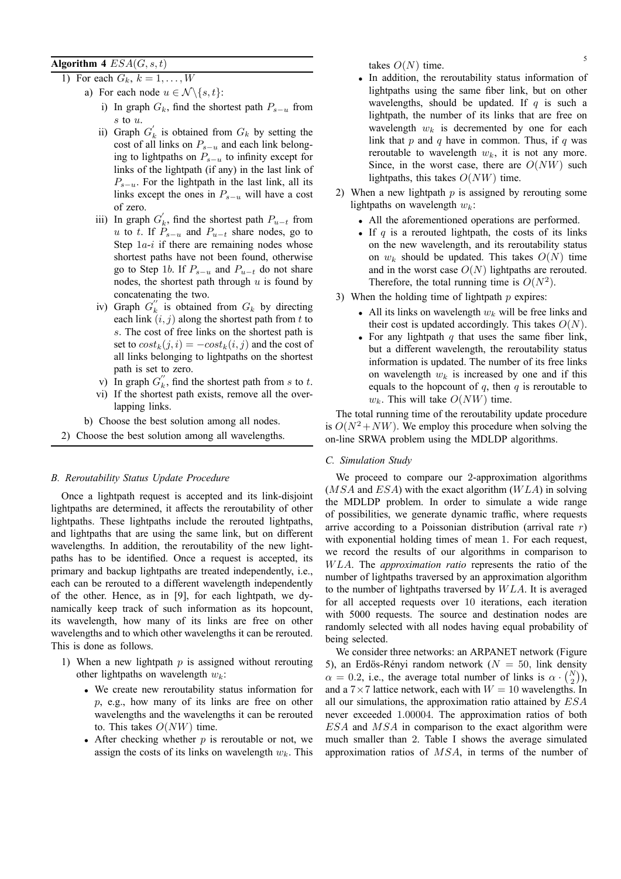**Algorithm 4** $ESA(G, s, t)$

1) For each $G_k$, $k = 1, \ldots, W$
   a) For each node $u \in \mathcal{N} \backslash \{s, t\}$:
      i) In graph $G_k$, find the shortest path $P_{s-u}$ from $s$ to $u$.
      ii) Graph $G_k^{'}$ is obtained from $G_k$ by setting the cost of all links on $P_{s-u}$ and each link belonging to lightpaths on $P_{s-u}$ to infinity except for links of the lightpath (if any) in the last link of $P_{s-u}$. For the lightpath in the last link, all its links except the ones in $P_{s-u}$ will have a cost of zero.
      iii) In graph $G_k^{'}$, find the shortest path $P_{u-t}$ from $u$ to $t$. If $P_{s-u}$ and $P_{u-t}$ share nodes, go to Step $1a$-$i$ if there are remaining nodes whose shortest paths have not been found, otherwise go to Step $1b$. If $P_{s-u}$ and $P_{u-t}$ do not share nodes, the shortest path through $u$ is found by concatenating the two.
      iv) Graph $G_k^{''}$ is obtained from $G_k$ by directing each link $(i, j)$ along the shortest path from $t$ to $s$. The cost of free links on the shortest path is set to $cost_k(j, i) = -cost_k(i, j)$ and the cost of all links belonging to lightpaths on the shortest path is set to zero.
      v) In graph $G_k^{''}$, find the shortest path from $s$ to $t$.
      vi) If the shortest path exists, remove all the overlapping links.
   b) Choose the best solution among all nodes.
2) Choose the best solution among all wavelengths.

### *B. Reroutability Status Update Procedure*

Once a lightpath request is accepted and its link-disjoint lightpaths are determined, it affects the reroutability of other lightpaths. These lightpaths include the rerouted lightpaths, and lightpaths that are using the same link, but on different wavelengths. In addition, the reroutability of the new lightpaths has to be identified. Once a request is accepted, its primary and backup lightpaths are treated independently, i.e., each can be rerouted to a different wavelength independently of the other. Hence, as in [9], for each lightpath, we dynamically keep track of such information as its hopcount, its wavelength, how many of its links are free on other wavelengths and to which other wavelengths it can be rerouted. This is done as follows.

1) When a new lightpath $p$ is assigned without rerouting other lightpaths on wavelength $w_k$:
   - We create new reroutability status information for $p$, e.g., how many of its links are free on other wavelengths and the wavelengths it can be rerouted to. This takes $O(NW)$ time.
   - After checking whether $p$ is reroutable or not, we assign the costs of its links on wavelength $w_k$. This takes $O(N)$ time.
   - In addition, the reroutability status information of lightpaths using the same fiber link, but on other wavelengths, should be updated. If $q$ is such a lightpath, the number of its links that are free on wavelength $w_k$ is decremented by one for each link that $p$ and $q$ have in common. Thus, if $q$ was reroutable to wavelength $w_k$, it is not any more. Since, in the worst case, there are $O(NW)$ such lightpaths, this takes $O(NW)$ time.
2) When a new lightpath $p$ is assigned by rerouting some lightpaths on wavelength $w_k$:
   - All the aforementioned operations are performed.
   - If $q$ is a rerouted lightpath, the costs of its links on the new wavelength, and its reroutability status on $w_k$ should be updated. This takes $O(N)$ time and in the worst case $O(N)$ lightpaths are rerouted. Therefore, the total running time is $O(N^2)$.
3) When the holding time of lightpath $p$ expires:
   - All its links on wavelength $w_k$ will be free links and their cost is updated accordingly. This takes $O(N)$.
   - For any lightpath $q$ that uses the same fiber link, but a different wavelength, the reroutability status information is updated. The number of its free links on wavelength $w_k$ is increased by one and if this equals to the hopcount of $q$, then $q$ is reroutable to $w_k$. This will take $O(NW)$ time.

The total running time of the reroutability update procedure is $O(N^2 + NW)$. We employ this procedure when solving the on-line SRWA problem using the MDLDP algorithms.

### *C. Simulation Study*

We proceed to compare our 2-approximation algorithms ($MSA$ and $ESA$) with the exact algorithm ($WLA$) in solving the MDLDP problem. In order to simulate a wide range of possibilities, we generate dynamic traffic, where requests arrive according to a Poissonian distribution (arrival rate $r$) with exponential holding times of mean 1. For each request, we record the results of our algorithms in comparison to $WLA$. The *approximation ratio* represents the ratio of the number of lightpaths traversed by an approximation algorithm to the number of lightpaths traversed by $WLA$. It is averaged for all accepted requests over 10 iterations, each iteration with 5000 requests. The source and destination nodes are randomly selected with all nodes having equal probability of being selected.

We consider three networks: an ARPANET network (Figure 5), an Erdös-Rényi random network ($N = 50$, link density $\alpha = 0.2$, i.e., the average total number of links is $\alpha \cdot \binom{N}{2}$), and a $7 \times 7$ lattice network, each with $W = 10$ wavelengths. In all our simulations, the approximation ratio attained by $ESA$ never exceeded 1.00004. The approximation ratios of both $ESA$ and $MSA$ in comparison to the exact algorithm were much smaller than 2. Table I shows the average simulated approximation ratios of $MSA$, in terms of the number of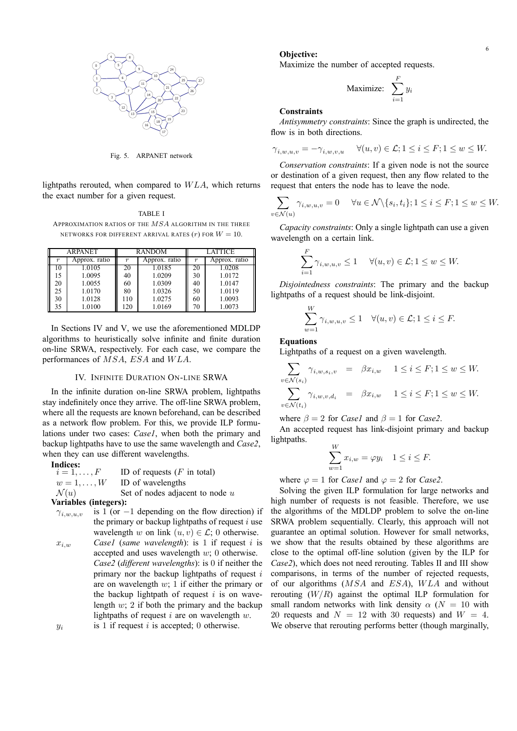Fig. 5. ARPANET network

lightpaths rerouted, when compared to $WLA$, which returns the exact number for a given request.

TABLE I
APPROXIMATION RATIOS OF THE $MSA$ ALGORITHM IN THE THREE NETWORKS FOR DIFFERENT ARRIVAL RATES ($r$) FOR $W = 10$.

| ARPANET | | RANDOM | | LATTICE | |
|---|---|---|---|---|---|
| $r$ | Approx. ratio | $r$ | Approx. ratio | $r$ | Approx. ratio |
| 10 | 1.0105 | 20 | 1.0185 | 20 | 1.0208 |
| 15 | 1.0095 | 40 | 1.0209 | 30 | 1.0172 |
| 20 | 1.0055 | 60 | 1.0309 | 40 | 1.0147 |
| 25 | 1.0170 | 80 | 1.0326 | 50 | 1.0119 |
| 30 | 1.0128 | 110 | 1.0275 | 60 | 1.0093 |
| 35 | 1.0100 | 120 | 1.0169 | 70 | 1.0073 |

In Sections IV and V, we use the aforementioned MDLDP algorithms to heuristically solve infinite and finite duration on-line SRWA, respectively. For each case, we compare the performances of $MSA$, $ESA$ and $WLA$.

## IV. INFINITE DURATION ON-LINE SRWA

In the infinite duration on-line SRWA problem, lightpaths stay indefinitely once they arrive. The off-line SRWA problem, where all the requests are known beforehand, can be described as a network flow problem. For this, we provide ILP formulations under two cases: *Case1*, when both the primary and backup lightpaths have to use the same wavelength and *Case2*, when they can use different wavelengths.

**Indices:**

- $i = 1, \ldots, F$ — ID of requests ($F$ in total)
- $w = 1, \ldots, W$ — ID of wavelengths
- $\mathcal{N}(u)$ — Set of nodes adjacent to node $u$

**Variables (integers):**

- $\gamma_{i,w,u,v}$ — is 1 (or $-1$ depending on the flow direction) if the primary or backup lightpaths of request $i$ use wavelength $w$ on link $(u, v) \in \mathcal{L}$; 0 otherwise.
- $x_{i,w}$ — *Case1* (*same wavelength*): is 1 if request $i$ is accepted and uses wavelength $w$; 0 otherwise. *Case2* (*different wavelengths*): is 0 if neither the primary nor the backup lightpaths of request $i$ are on wavelength $w$; 1 if either the primary or the backup lightpath of request $i$ is on wavelength $w$; 2 if both the primary and the backup lightpaths of request $i$ are on wavelength $w$.
- $y_i$ — is 1 if request $i$ is accepted; 0 otherwise.

**Objective:**

Maximize the number of accepted requests.

$$\text{Maximize:} \quad \sum_{i=1}^{F} y_i$$

**Constraints**

*Antisymmetry constraints*: Since the graph is undirected, the flow is in both directions.

$$\gamma_{i,w,u,v} = -\gamma_{i,w,v,u} \quad \forall (u, v) \in \mathcal{L}; 1 \le i \le F; 1 \le w \le W.$$

*Conservation constraints*: If a given node is not the source or destination of a given request, then any flow related to the request that enters the node has to leave the node.

$$\sum_{v \in \mathcal{N}(u)} \gamma_{i,w,u,v} = 0 \quad \forall u \in \mathcal{N} \backslash \{s_i, t_i\}; 1 \le i \le F; 1 \le w \le W.$$

*Capacity constraints*: Only a single lightpath can use a given wavelength on a certain link.

$$\sum_{i=1}^{F} \gamma_{i,w,u,v} \le 1 \quad \forall (u, v) \in \mathcal{L}; 1 \le w \le W.$$

*Disjointedness constraints*: The primary and the backup lightpaths of a request should be link-disjoint.

$$\sum_{w=1}^{W} \gamma_{i,w,u,v} \le 1 \quad \forall (u, v) \in \mathcal{L}; 1 \le i \le F.$$

**Equations**

Lightpaths of a request on a given wavelength.

$$\sum_{v \in \mathcal{N}(s_i)} \gamma_{i,w,s_i,v} = \beta x_{i,w} \quad 1 \le i \le F; 1 \le w \le W.$$

$$\sum_{v \in \mathcal{N}(t_i)} \gamma_{i,w,v,d_i} = \beta x_{i,w} \quad 1 \le i \le F; 1 \le w \le W.$$

where $\beta = 2$ for *Case1* and $\beta = 1$ for *Case2*.

An accepted request has link-disjoint primary and backup lightpaths.

$$\sum_{w=1}^{W} x_{i,w} = \varphi y_i \quad 1 \le i \le F.$$

where $\varphi = 1$ for *Case1* and $\varphi = 2$ for *Case2*.

Solving the given ILP formulation for large networks and high number of requests is not feasible. Therefore, we use the algorithms of the MDLDP problem to solve the on-line SRWA problem sequentially. Clearly, this approach will not guarantee an optimal solution. However for small networks, we show that the results obtained by these algorithms are close to the optimal off-line solution (given by the ILP for *Case2*), which does not need rerouting. Tables II and III show comparisons, in terms of the number of rejected requests, of our algorithms ($MSA$ and $ESA$), $WLA$ and without rerouting ($W/R$) against the optimal ILP formulation for small random networks with link density $\alpha$ ($N = 10$ with 20 requests and $N = 12$ with 30 requests) and $W = 4$. We observe that rerouting performs better (though marginally,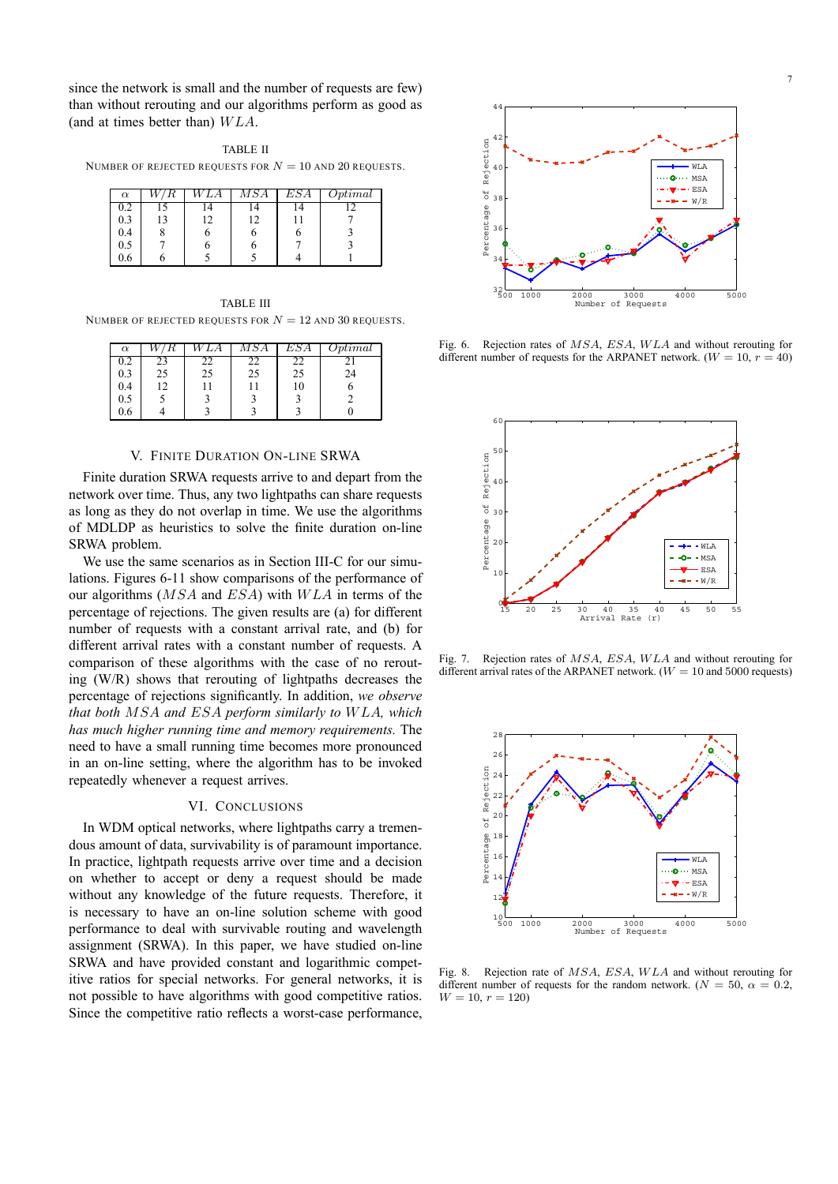since the network is small and the number of requests are few) than without rerouting and our algorithms perform as good as (and at times better than) $WLA$.

TABLE II

NUMBER OF REJECTED REQUESTS FOR $N = 10$ AND 20 REQUESTS.

| $\alpha$ | $W/R$ | $WLA$ | $MSA$ | $ESA$ | $Optimal$ |
|---|---|---|---|---|---|
| 0.2 | 15 | 14 | 14 | 14 | 12 |
| 0.3 | 13 | 12 | 12 | 11 | 7 |
| 0.4 | 8 | 6 | 6 | 6 | 3 |
| 0.5 | 7 | 6 | 6 | 7 | 3 |
| 0.6 | 6 | 5 | 5 | 4 | 1 |

TABLE III

NUMBER OF REJECTED REQUESTS FOR $N = 12$ AND 30 REQUESTS.

| $\alpha$ | $W/R$ | $WLA$ | $MSA$ | $ESA$ | $Optimal$ |
|---|---|---|---|---|---|
| 0.2 | 23 | 22 | 22 | 22 | 21 |
| 0.3 | 25 | 25 | 25 | 25 | 24 |
| 0.4 | 12 | 11 | 11 | 10 | 6 |
| 0.5 | 5 | 3 | 3 | 3 | 2 |
| 0.6 | 4 | 3 | 3 | 3 | 0 |

## V. FINITE DURATION ON-LINE SRWA

Finite duration SRWA requests arrive to and depart from the network over time. Thus, any two lightpaths can share requests as long as they do not overlap in time. We use the algorithms of MDLDP as heuristics to solve the finite duration on-line SRWA problem.

We use the same scenarios as in Section III-C for our simulations. Figures 6-11 show comparisons of the performance of our algorithms ($MSA$ and $ESA$) with $WLA$ in terms of the percentage of rejections. The given results are (a) for different number of requests with a constant arrival rate, and (b) for different arrival rates with a constant number of requests. A comparison of these algorithms with the case of no rerouting (W/R) shows that rerouting of lightpaths decreases the percentage of rejections significantly. In addition, *we observe that both $MSA$ and $ESA$ perform similarly to $WLA$, which has much higher running time and memory requirements.* The need to have a small running time becomes more pronounced in an on-line setting, where the algorithm has to be invoked repeatedly whenever a request arrives.

## VI. CONCLUSIONS

In WDM optical networks, where lightpaths carry a tremendous amount of data, survivability is of paramount importance. In practice, lightpath requests arrive over time and a decision on whether to accept or deny a request should be made without any knowledge of the future requests. Therefore, it is necessary to have an on-line solution scheme with good performance to deal with survivable routing and wavelength assignment (SRWA). In this paper, we have studied on-line SRWA and have provided constant and logarithmic competitive ratios for special networks. For general networks, it is not possible to have algorithms with good competitive ratios. Since the competitive ratio reflects a worst-case performance,

Fig. 6. Rejection rates of $MSA$, $ESA$, $WLA$ and without rerouting for different number of requests for the ARPANET network. ($W = 10$, $r = 40$)

Fig. 7. Rejection rates of $MSA$, $ESA$, $WLA$ and without rerouting for different arrival rates of the ARPANET network. ($W = 10$ and 5000 requests)

Fig. 8. Rejection rate of $MSA$, $ESA$, $WLA$ and without rerouting for different number of requests for the random network. ($N = 50$, $\alpha = 0.2$, $W = 10$, $r = 120$)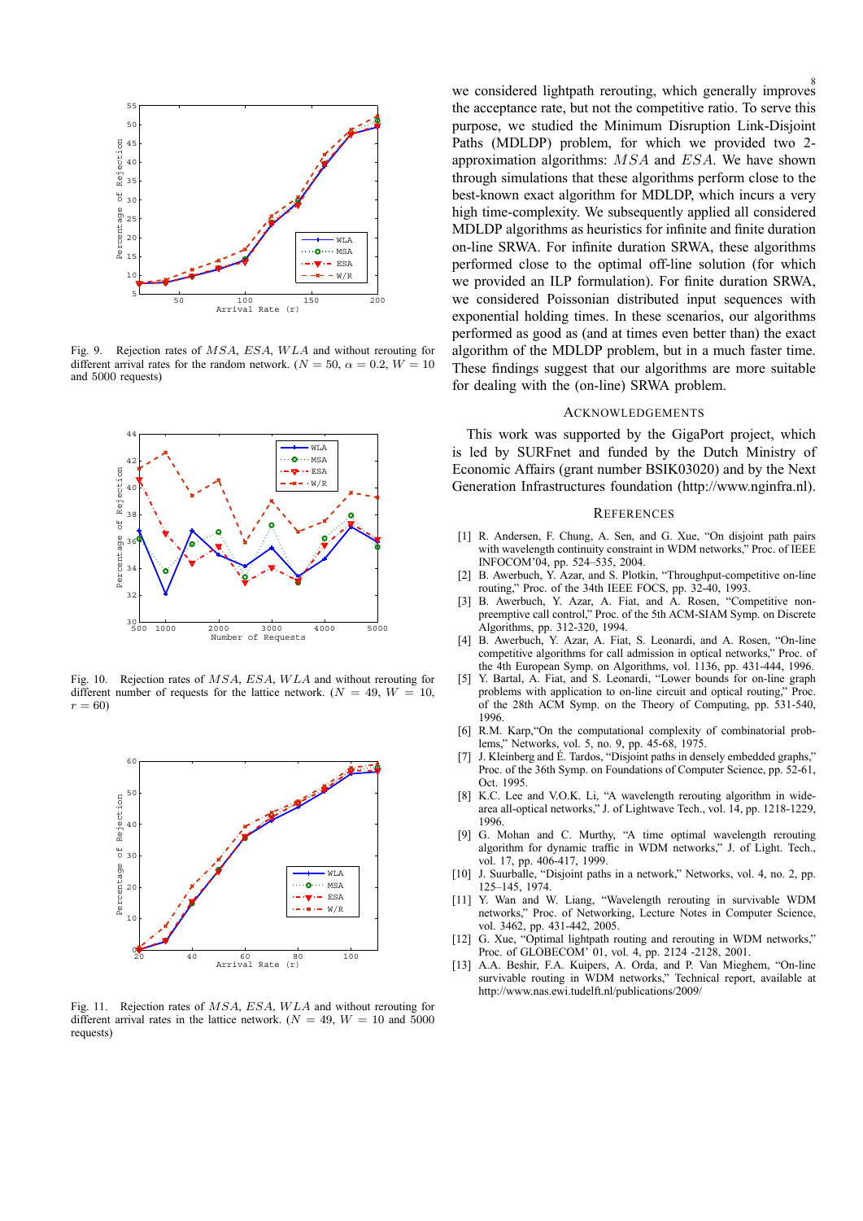55
50
45
40
35
30
25
20
15
10
5
Percentage of Rejection
50
100
150
200
Arrival Rate (r)
WLA
MSA
ESA
W/R

Fig. 9. Rejection rates of $MSA$, $ESA$, $WLA$ and without rerouting for different arrival rates for the random network. ($N = 50$, $\alpha = 0.2$, $W = 10$ and 5000 requests)

44
42
40
38
36
34
32
30
Percentage of Rejection
500
1000
2000
3000
4000
5000
Number of Requests
WLA
MSA
ESA
W/R

Fig. 10. Rejection rates of $MSA$, $ESA$, $WLA$ and without rerouting for different number of requests for the lattice network. ($N = 49$, $W = 10$, $r = 60$)

60
50
40
30
20
10
0
Percentage of Rejection
20
40
60
80
100
Arrival Rate (r)
WLA
MSA
ESA
W/R

Fig. 11. Rejection rates of $MSA$, $ESA$, $WLA$ and without rerouting for different arrival rates in the lattice network. ($N = 49$, $W = 10$ and 5000 requests)

we considered lightpath rerouting, which generally improves the acceptance rate, but not the competitive ratio. To serve this purpose, we studied the Minimum Disruption Link-Disjoint Paths (MDLDP) problem, for which we provided two 2-approximation algorithms: $MSA$ and $ESA$. We have shown through simulations that these algorithms perform close to the best-known exact algorithm for MDLDP, which incurs a very high time-complexity. We subsequently applied all considered MDLDP algorithms as heuristics for infinite and finite duration on-line SRWA. For infinite duration SRWA, these algorithms performed close to the optimal off-line solution (for which we provided an ILP formulation). For finite duration SRWA, we considered Poissonian distributed input sequences with exponential holding times. In these scenarios, our algorithms performed as good as (and at times even better than) the exact algorithm of the MDLDP problem, but in a much faster time. These findings suggest that our algorithms are more suitable for dealing with the (on-line) SRWA problem.

## Acknowledgements

This work was supported by the GigaPort project, which is led by SURFnet and funded by the Dutch Ministry of Economic Affairs (grant number BSIK03020) and by the Next Generation Infrastructures foundation (http://www.nginfra.nl).

## References

[1] R. Andersen, F. Chung, A. Sen, and G. Xue, "On disjoint path pairs with wavelength continuity constraint in WDM networks," Proc. of IEEE INFOCOM'04, pp. 524–535, 2004.

[2] B. Awerbuch, Y. Azar, and S. Plotkin, "Throughput-competitive on-line routing," Proc. of the 34th IEEE FOCS, pp. 32-40, 1993.

[3] B. Awerbuch, Y. Azar, A. Fiat, and A. Rosen, "Competitive non-preemptive call control," Proc. of the 5th ACM-SIAM Symp. on Discrete Algorithms, pp. 312-320, 1994.

[4] B. Awerbuch, Y. Azar, A. Fiat, S. Leonardi, and A. Rosen, "On-line competitive algorithms for call admission in optical networks," Proc. of the 4th European Symp. on Algorithms, vol. 1136, pp. 431-444, 1996.

[5] Y. Bartal, A. Fiat, and S. Leonardi, "Lower bounds for on-line graph problems with application to on-line circuit and optical routing," Proc. of the 28th ACM Symp. on the Theory of Computing, pp. 531-540, 1996.

[6] R.M. Karp,"On the computational complexity of combinatorial problems," Networks, vol. 5, no. 9, pp. 45-68, 1975.

[7] J. Kleinberg and É. Tardos, "Disjoint paths in densely embedded graphs," Proc. of the 36th Symp. on Foundations of Computer Science, pp. 52-61, Oct. 1995.

[8] K.C. Lee and V.O.K. Li, "A wavelength rerouting algorithm in wide-area all-optical networks," J. of Lightwave Tech., vol. 14, pp. 1218-1229, 1996.

[9] G. Mohan and C. Murthy, "A time optimal wavelength rerouting algorithm for dynamic traffic in WDM networks," J. of Light. Tech., vol. 17, pp. 406-417, 1999.

[10] J. Suurballe, "Disjoint paths in a network," Networks, vol. 4, no. 2, pp. 125–145, 1974.

[11] Y. Wan and W. Liang, "Wavelength rerouting in survivable WDM networks," Proc. of Networking, Lecture Notes in Computer Science, vol. 3462, pp. 431-442, 2005.

[12] G. Xue, "Optimal lightpath routing and rerouting in WDM networks," Proc. of GLOBECOM' 01, vol. 4, pp. 2124 -2128, 2001.

[13] A.A. Beshir, F.A. Kuipers, A. Orda, and P. Van Mieghem, "On-line survivable routing in WDM networks," Technical report, available at http://www.nas.ewi.tudelft.nl/publications/2009/